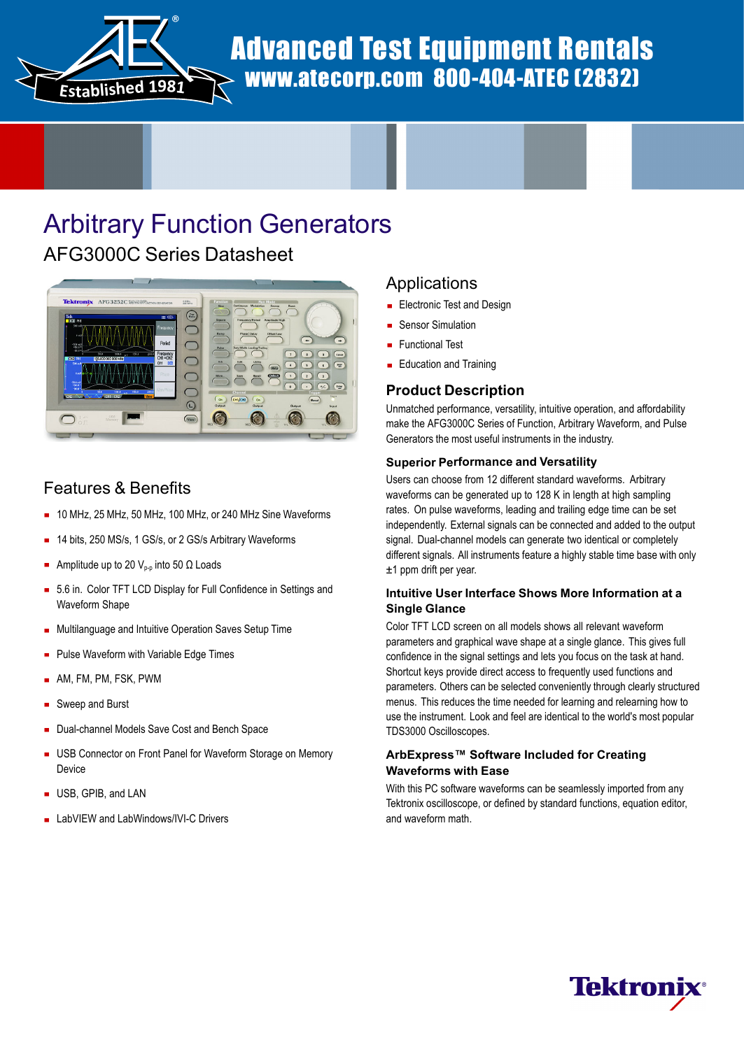# Advanced Test Equipment Rentals

www.atecorp.com 800-404-ATEC (2832)

# Arbitrary Function Generators

## AFG3000C Series Datasheet

### Features & Benefits

- 10 MHz, 25 MHz, 50 MHz, 100 MHz, or 240 MHz Sine Waveforms
- 14 bits, 250 MS/s, 1 GS/s, or 2 GS/s Arbitrary Waveforms
- Amplitude up to 20 $V_{p-p}$ into 50 Ω Loads
- 5.6 in. Color TFT LCD Display for Full Confidence in Settings and Waveform Shape
- Multilanguage and Intuitive Operation Saves Setup Time
- Pulse Waveform with Variable Edge Times
- AM, FM, PM, FSK, PWM
- Sweep and Burst
- Dual-channel Models Save Cost and Bench Space
- USB Connector on Front Panel for Waveform Storage on Memory Device
- USB, GPIB, and LAN
- LabVIEW and LabWindows/IVI-C Drivers

### Applications

- Electronic Test and Design
- Sensor Simulation
- Functional Test
- Education and Training

### Product Description

Unmatched performance, versatility, intuitive operation, and affordability make the AFG3000C Series of Function, Arbitrary Waveform, and Pulse Generators the most useful instruments in the industry.

#### Superior Performance and Versatility

Users can choose from 12 different standard waveforms. Arbitrary waveforms can be generated up to 128 K in length at high sampling rates. On pulse waveforms, leading and trailing edge time can be set independently. External signals can be connected and added to the output signal. Dual-channel models can generate two identical or completely different signals. All instruments feature a highly stable time base with only ±1 ppm drift per year.

#### Intuitive User Interface Shows More Information at a Single Glance

Color TFT LCD screen on all models shows all relevant waveform parameters and graphical wave shape at a single glance. This gives full confidence in the signal settings and lets you focus on the task at hand. Shortcut keys provide direct access to frequently used functions and parameters. Others can be selected conveniently through clearly structured menus. This reduces the time needed for learning and relearning how to use the instrument. Look and feel are identical to the world's most popular TDS3000 Oscilloscopes.

#### ArbExpress™ Software Included for Creating Waveforms with Ease

With this PC software waveforms can be seamlessly imported from any Tektronix oscilloscope, or defined by standard functions, equation editor, and waveform math.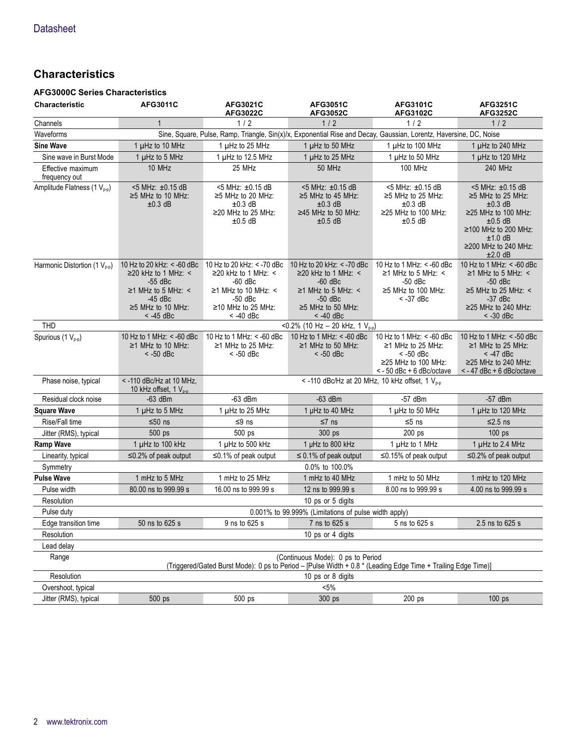## Characteristics

### AFG3000C Series Characteristics

| Characteristic | AFG3011C | AFG3021C AFG3022C | AFG3051C AFG3052C | AFG3101C AFG3102C | AFG3251C AFG3252C |
|---|---|---|---|---|---|
| Channels | 1 | 1 / 2 | 1 / 2 | 1 / 2 | 1 / 2 |
| Waveforms | Sine, Square, Pulse, Ramp, Triangle, Sin(x)/x, Exponential Rise and Decay, Gaussian, Lorentz, Haversine, DC, Noise | | | | |
| **Sine Wave** | 1 µHz to 10 MHz | 1 µHz to 25 MHz | 1 µHz to 50 MHz | 1 µHz to 100 MHz | 1 µHz to 240 MHz |
| Sine wave in Burst Mode | 1 µHz to 5 MHz | 1 µHz to 12.5 MHz | 1 µHz to 25 MHz | 1 µHz to 50 MHz | 1 µHz to 120 MHz |
| Effective maximum frequency out | 10 MHz | 25 MHz | 50 MHz | 100 MHz | 240 MHz |
| Amplitude Flatness (1 $V_{p-p}$) | <5 MHz: ±0.15 dB ≥5 MHz to 10 MHz: ±0.3 dB | <5 MHz: ±0.15 dB ≥5 MHz to 20 MHz: ±0.3 dB ≥20 MHz to 25 MHz: ±0.5 dB | <5 MHz: ±0.15 dB ≥5 MHz to 45 MHz: ±0.3 dB ≥45 MHz to 50 MHz: ±0.5 dB | <5 MHz: ±0.15 dB ≥5 MHz to 25 MHz: ±0.3 dB ≥25 MHz to 100 MHz: ±0.5 dB | <5 MHz: ±0.15 dB ≥5 MHz to 25 MHz: ±0.3 dB ≥25 MHz to 100 MHz: ±0.5 dB ≥100 MHz to 200 MHz: ±1.0 dB ≥200 MHz to 240 MHz: ±2.0 dB |
| Harmonic Distortion (1 $V_{p-p}$) | 10 Hz to 20 kHz: < -60 dBc ≥20 kHz to 1 MHz: < -55 dBc ≥1 MHz to 5 MHz: < -45 dBc ≥5 MHz to 10 MHz: < -45 dBc | 10 Hz to 20 kHz: < -70 dBc ≥20 kHz to 1 MHz: < -60 dBc ≥1 MHz to 10 MHz: < -50 dBc ≥10 MHz to 25 MHz: < -40 dBc | 10 Hz to 20 kHz: < -70 dBc ≥20 kHz to 1 MHz: < -60 dBc ≥1 MHz to 5 MHz: < -50 dBc ≥5 MHz to 50 MHz: < -40 dBc | 10 Hz to 1 MHz: < -60 dBc ≥1 MHz to 5 MHz: < -50 dBc ≥5 MHz to 100 MHz: < -37 dBc | 10 Hz to 1 MHz: < -60 dBc ≥1 MHz to 5 MHz: < -50 dBc ≥5 MHz to 25 MHz: < -37 dBc ≥25 MHz to 240 MHz: < -30 dBc |
| THD | <0.2% (10 Hz – 20 kHz, 1 $V_{p-p}$) | | | | |
| Spurious (1 $V_{p-p}$) | 10 Hz to 1 MHz: < -60 dBc ≥1 MHz to 10 MHz: < -50 dBc | 10 Hz to 1 MHz: < -60 dBc ≥1 MHz to 25 MHz: < -50 dBc | 10 Hz to 1 MHz: < -60 dBc ≥1 MHz to 50 MHz: < -50 dBc | 10 Hz to 1 MHz: < -60 dBc ≥1 MHz to 25 MHz: < -50 dBc ≥25 MHz to 100 MHz: < - 50 dBc + 6 dBc/octave | 10 Hz to 1 MHz: < -50 dBc ≥1 MHz to 25 MHz: < -47 dBc ≥25 MHz to 240 MHz: < - 47 dBc + 6 dBc/octave |
| Phase noise, typical | < -110 dBc/Hz at 10 MHz, 10 kHz offset, 1 $V_{p-p}$ | < -110 dBc/Hz at 20 MHz, 10 kHz offset, 1 $V_{p-p}$ | | | |
| Residual clock noise | -63 dBm | -63 dBm | -63 dBm | -57 dBm | -57 dBm |
| **Square Wave** | 1 µHz to 5 MHz | 1 µHz to 25 MHz | 1 µHz to 40 MHz | 1 µHz to 50 MHz | 1 µHz to 120 MHz |
| Rise/Fall time | ≤50 ns | ≤9 ns | ≤7 ns | ≤5 ns | ≤2.5 ns |
| Jitter (RMS), typical | 500 ps | 500 ps | 300 ps | 200 ps | 100 ps |
| **Ramp Wave** | 1 µHz to 100 kHz | 1 µHz to 500 kHz | 1 µHz to 800 kHz | 1 µHz to 1 MHz | 1 µHz to 2.4 MHz |
| Linearity, typical | ≤0.2% of peak output | ≤0.1% of peak output | ≤ 0.1% of peak output | ≤0.15% of peak output | ≤0.2% of peak output |
| Symmetry | 0.0% to 100.0% | | | | |
| **Pulse Wave** | 1 mHz to 5 MHz | 1 mHz to 25 MHz | 1 mHz to 40 MHz | 1 mHz to 50 MHz | 1 mHz to 120 MHz |
| Pulse width | 80.00 ns to 999.99 s | 16.00 ns to 999.99 s | 12 ns to 999.99 s | 8.00 ns to 999.99 s | 4.00 ns to 999.99 s |
| Resolution | 10 ps or 5 digits | | | | |
| Pulse duty | 0.001% to 99.999% (Limitations of pulse width apply) | | | | |
| Edge transition time | 50 ns to 625 s | 9 ns to 625 s | 7 ns to 625 s | 5 ns to 625 s | 2.5 ns to 625 s |
| Resolution | 10 ps or 4 digits | | | | |
| Lead delay | | | | | |
| Range | (Continuous Mode): 0 ps to Period (Triggered/Gated Burst Mode): 0 ps to Period – [Pulse Width + 0.8 * (Leading Edge Time + Trailing Edge Time)] | | | | |
| Resolution | 10 ps or 8 digits | | | | |
| Overshoot, typical | <5% | | | | |
| Jitter (RMS), typical | 500 ps | 500 ps | 300 ps | 200 ps | 100 ps |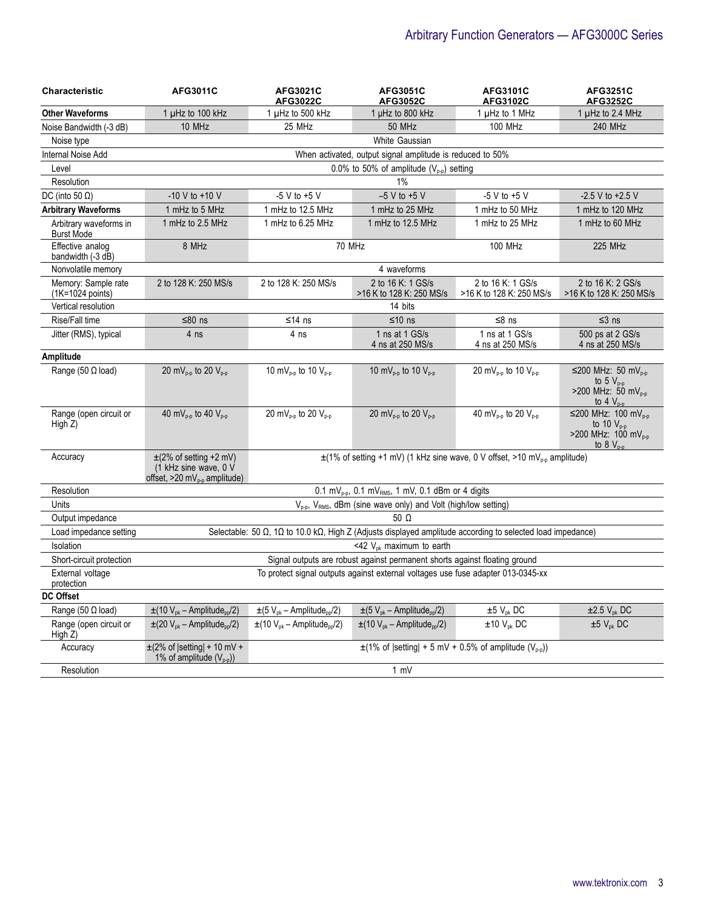| Characteristic | AFG3011C | AFG3021C AFG3022C | AFG3051C AFG3052C | AFG3101C AFG3102C | AFG3251C AFG3252C |
|---|---|---|---|---|---|
| **Other Waveforms** | 1 μHz to 100 kHz | 1 μHz to 500 kHz | 1 μHz to 800 kHz | 1 μHz to 1 MHz | 1 μHz to 2.4 MHz |
| Noise Bandwidth (-3 dB) | 10 MHz | 25 MHz | 50 MHz | 100 MHz | 240 MHz |
| Noise type | White Gaussian | | | | |
| Internal Noise Add | When activated, output signal amplitude is reduced to 50% | | | | |
| Level | 0.0% to 50% of amplitude ($V_{p-p}$) setting | | | | |
| Resolution | 1% | | | | |
| DC (into 50 Ω) | -10 V to +10 V | -5 V to +5 V | –5 V to +5 V | -5 V to +5 V | -2.5 V to +2.5 V |
| **Arbitrary Waveforms** | 1 mHz to 5 MHz | 1 mHz to 12.5 MHz | 1 mHz to 25 MHz | 1 mHz to 50 MHz | 1 mHz to 120 MHz |
| Arbitrary waveforms in Burst Mode | 1 mHz to 2.5 MHz | 1 mHz to 6.25 MHz | 1 mHz to 12.5 MHz | 1 mHz to 25 MHz | 1 mHz to 60 MHz |
| Effective analog bandwidth (-3 dB) | 8 MHz | 70 MHz | | 100 MHz | 225 MHz |
| Nonvolatile memory | 4 waveforms | | | | |
| Memory: Sample rate (1K=1024 points) | 2 to 128 K: 250 MS/s | 2 to 128 K: 250 MS/s | 2 to 16 K: 1 GS/s >16 K to 128 K: 250 MS/s | 2 to 16 K: 1 GS/s >16 K to 128 K: 250 MS/s | 2 to 16 K: 2 GS/s >16 K to 128 K: 250 MS/s |
| Vertical resolution | 14 bits | | | | |
| Rise/Fall time | ≤80 ns | ≤14 ns | ≤10 ns | ≤8 ns | ≤3 ns |
| Jitter (RMS), typical | 4 ns | 4 ns | 1 ns at 1 GS/s 4 ns at 250 MS/s | 1 ns at 1 GS/s 4 ns at 250 MS/s | 500 ps at 2 GS/s 4 ns at 250 MS/s |
| **Amplitude** | | | | | |
| Range (50 Ω load) | 20 $mV_{p-p}$ to 20 $V_{p-p}$ | 10 $mV_{p-p}$ to 10 $V_{p-p}$ | 10 $mV_{p-p}$ to 10 $V_{p-p}$ | 20 $mV_{p-p}$ to 10 $V_{p-p}$ | ≤200 MHz: 50 $mV_{p-p}$ to 5 $V_{p-p}$ >200 MHz: 50 $mV_{p-p}$ to 4 $V_{p-p}$ |
| Range (open circuit or High Z) | 40 $mV_{p-p}$ to 40 $V_{p-p}$ | 20 $mV_{p-p}$ to 20 $V_{p-p}$ | 20 $mV_{p-p}$ to 20 $V_{p-p}$ | 40 $mV_{p-p}$ to 20 $V_{p-p}$ | ≤200 MHz: 100 $mV_{p-p}$ to 10 $V_{p-p}$ >200 MHz: 100 $mV_{p-p}$ to 8 $V_{p-p}$ |
| Accuracy | ±(2% of setting +2 mV) (1 kHz sine wave, 0 V offset, >20 $mV_{p-p}$ amplitude) | ±(1% of setting +1 mV) (1 kHz sine wave, 0 V offset, >10 $mV_{p-p}$ amplitude) | | | |
| Resolution | 0.1 $mV_{p-p}$, 0.1 $mV_{RMS}$, 1 mV, 0.1 dBm or 4 digits | | | | |
| Units | $V_{p-p}$, $V_{RMS}$, dBm (sine wave only) and Volt (high/low setting) | | | | |
| Output impedance | 50 Ω | | | | |
| Load impedance setting | Selectable: 50 Ω, 1Ω to 10.0 kΩ, High Z (Adjusts displayed amplitude according to selected load impedance) | | | | |
| Isolation | <42 $V_{pk}$ maximum to earth | | | | |
| Short-circuit protection | Signal outputs are robust against permanent shorts against floating ground | | | | |
| External voltage protection | To protect signal outputs against external voltages use fuse adapter 013-0345-xx | | | | |
| **DC Offset** | | | | | |
| Range (50 Ω load) | ±(10 $V_{pk}$ – $Amplitude_{pp}$/2) | ±(5 $V_{pk}$ – $Amplitude_{pp}$/2) | ±(5 $V_{pk}$ – $Amplitude_{pp}$/2) | ±5 $V_{pk}$ DC | ±2.5 $V_{pk}$ DC |
| Range (open circuit or High Z) | ±(20 $V_{pk}$ – $Amplitude_{pp}$/2) | ±(10 $V_{pk}$ – $Amplitude_{pp}$/2) | ±(10 $V_{pk}$ – $Amplitude_{pp}$/2) | ±10 $V_{pk}$ DC | ±5 $V_{pk}$ DC |
| Accuracy | ±(2% of \|setting\| + 10 mV + 1% of amplitude ($V_{p-p}$)) | ±(1% of \|setting\| + 5 mV + 0.5% of amplitude ($V_{p-p}$)) | | | |
| Resolution | 1 mV | | | | |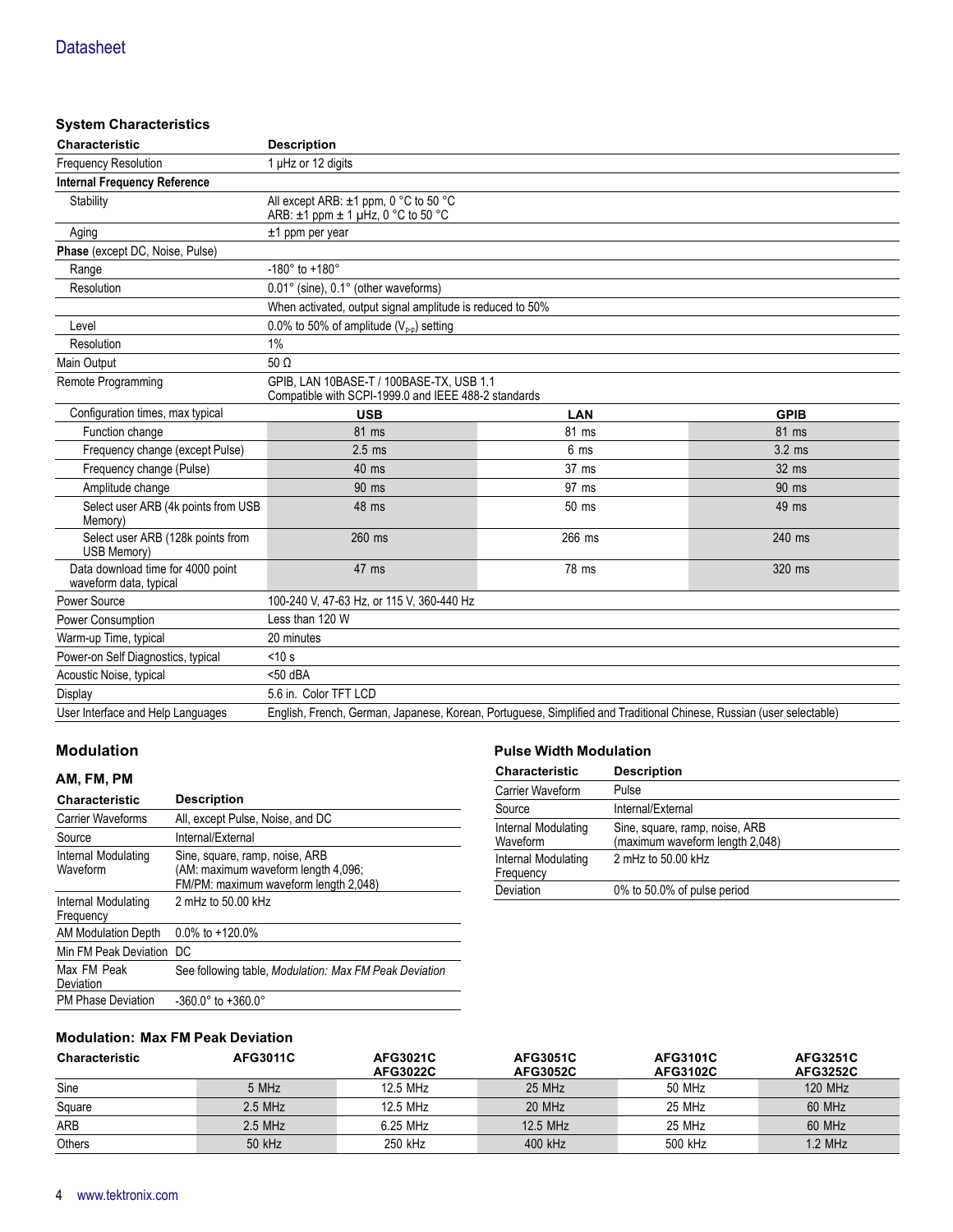### System Characteristics

| Characteristic | Description | | |
|---|---|---|---|
| Frequency Resolution | 1 μHz or 12 digits | | |
| **Internal Frequency Reference** | | | |
| Stability | All except ARB: ±1 ppm, 0 °C to 50 °C<br>ARB: ±1 ppm ± 1 μHz, 0 °C to 50 °C | | |
| Aging | ±1 ppm per year | | |
| **Phase** (except DC, Noise, Pulse) | | | |
| Range | -180° to +180° | | |
| Resolution | 0.01° (sine), 0.1° (other waveforms) | | |
| | When activated, output signal amplitude is reduced to 50% | | |
| Level | 0.0% to 50% of amplitude ($V_{p-p}$) setting | | |
| Resolution | 1% | | |
| Main Output | 50 Ω | | |
| Remote Programming | GPIB, LAN 10BASE-T / 100BASE-TX, USB 1.1<br>Compatible with SCPI-1999.0 and IEEE 488-2 standards | | |
| Configuration times, max typical | **USB** | **LAN** | **GPIB** |
| Function change | 81 ms | 81 ms | 81 ms |
| Frequency change (except Pulse) | 2.5 ms | 6 ms | 3.2 ms |
| Frequency change (Pulse) | 40 ms | 37 ms | 32 ms |
| Amplitude change | 90 ms | 97 ms | 90 ms |
| Select user ARB (4k points from USB Memory) | 48 ms | 50 ms | 49 ms |
| Select user ARB (128k points from USB Memory) | 260 ms | 266 ms | 240 ms |
| Data download time for 4000 point waveform data, typical | 47 ms | 78 ms | 320 ms |
| Power Source | 100-240 V, 47-63 Hz, or 115 V, 360-440 Hz | | |
| Power Consumption | Less than 120 W | | |
| Warm-up Time, typical | 20 minutes | | |
| Power-on Self Diagnostics, typical | <10 s | | |
| Acoustic Noise, typical | <50 dBA | | |
| Display | 5.6 in. Color TFT LCD | | |
| User Interface and Help Languages | English, French, German, Japanese, Korean, Portuguese, Simplified and Traditional Chinese, Russian (user selectable) | | |

### Modulation

#### AM, FM, PM

| Characteristic | Description |
|---|---|
| Carrier Waveforms | All, except Pulse, Noise, and DC |
| Source | Internal/External |
| Internal Modulating Waveform | Sine, square, ramp, noise, ARB<br>(AM: maximum waveform length 4,096;<br>FM/PM: maximum waveform length 2,048) |
| Internal Modulating Frequency | 2 mHz to 50.00 kHz |
| AM Modulation Depth | 0.0% to +120.0% |
| Min FM Peak Deviation | DC |
| Max FM Peak Deviation | See following table, *Modulation: Max FM Peak Deviation* |
| PM Phase Deviation | -360.0° to +360.0° |

#### Pulse Width Modulation

| Characteristic | Description |
|---|---|
| Carrier Waveform | Pulse |
| Source | Internal/External |
| Internal Modulating Waveform | Sine, square, ramp, noise, ARB<br>(maximum waveform length 2,048) |
| Internal Modulating Frequency | 2 mHz to 50.00 kHz |
| Deviation | 0% to 50.0% of pulse period |

#### Modulation: Max FM Peak Deviation

| Characteristic | AFG3011C | AFG3021C<br>AFG3022C | AFG3051C<br>AFG3052C | AFG3101C<br>AFG3102C | AFG3251C<br>AFG3252C |
|---|---|---|---|---|---|
| Sine | 5 MHz | 12.5 MHz | 25 MHz | 50 MHz | 120 MHz |
| Square | 2.5 MHz | 12.5 MHz | 20 MHz | 25 MHz | 60 MHz |
| ARB | 2.5 MHz | 6.25 MHz | 12.5 MHz | 25 MHz | 60 MHz |
| Others | 50 kHz | 250 kHz | 400 kHz | 500 kHz | 1.2 MHz |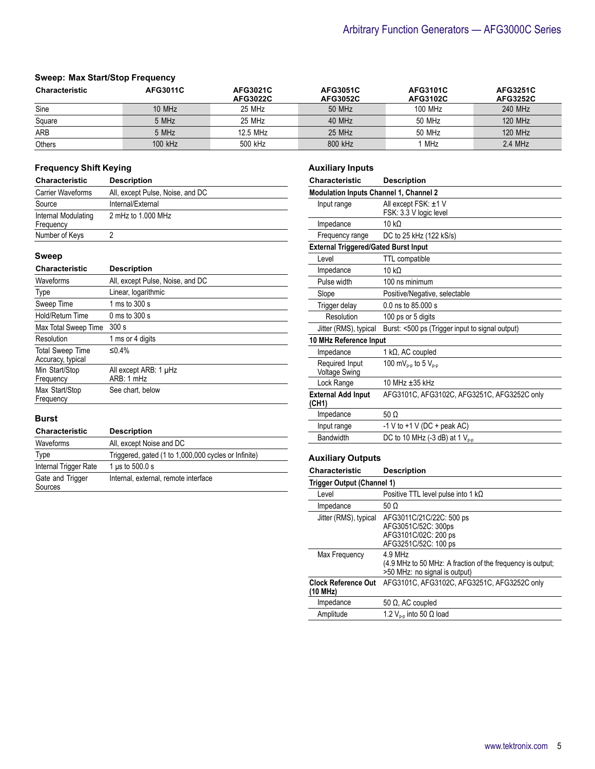### Sweep: Max Start/Stop Frequency

| Characteristic | AFG3011C | AFG3021C AFG3022C | AFG3051C AFG3052C | AFG3101C AFG3102C | AFG3251C AFG3252C |
|---|---|---|---|---|---|
| Sine | 10 MHz | 25 MHz | 50 MHz | 100 MHz | 240 MHz |
| Square | 5 MHz | 25 MHz | 40 MHz | 50 MHz | 120 MHz |
| ARB | 5 MHz | 12.5 MHz | 25 MHz | 50 MHz | 120 MHz |
| Others | 100 kHz | 500 kHz | 800 kHz | 1 MHz | 2.4 MHz |

### Frequency Shift Keying

| Characteristic | Description |
|---|---|
| Carrier Waveforms | All, except Pulse, Noise, and DC |
| Source | Internal/External |
| Internal Modulating Frequency | 2 mHz to 1.000 MHz |
| Number of Keys | 2 |

### Sweep

| Characteristic | Description |
|---|---|
| Waveforms | All, except Pulse, Noise, and DC |
| Type | Linear, logarithmic |
| Sweep Time | 1 ms to 300 s |
| Hold/Return Time | 0 ms to 300 s |
| Max Total Sweep Time | 300 s |
| Resolution | 1 ms or 4 digits |
| Total Sweep Time Accuracy, typical | ≤0.4% |
| Min Start/Stop Frequency | All except ARB: 1 μHz<br>ARB: 1 mHz |
| Max Start/Stop Frequency | See chart, below |

### Burst

| Characteristic | Description |
|---|---|
| Waveforms | All, except Noise and DC |
| Type | Triggered, gated (1 to 1,000,000 cycles or Infinite) |
| Internal Trigger Rate | 1 μs to 500.0 s |
| Gate and Trigger Sources | Internal, external, remote interface |

### Auxiliary Inputs

| Characteristic | Description |
|---|---|
| **Modulation Inputs Channel 1, Channel 2** | |
| Input range | All except FSK: ±1 V<br>FSK: 3.3 V logic level |
| Impedance | 10 kΩ |
| Frequency range | DC to 25 kHz (122 kS/s) |
| **External Triggered/Gated Burst Input** | |
| Level | TTL compatible |
| Impedance | 10 kΩ |
| Pulse width | 100 ns minimum |
| Slope | Positive/Negative, selectable |
| Trigger delay | 0.0 ns to 85.000 s |
| Resolution | 100 ps or 5 digits |
| Jitter (RMS), typical | Burst: <500 ps (Trigger input to signal output) |
| **10 MHz Reference Input** | |
| Impedance | 1 kΩ, AC coupled |
| Required Input Voltage Swing | 100 $mV_{p-p}$ to 5 $V_{p-p}$ |
| Lock Range | 10 MHz ±35 kHz |
| **External Add Input (CH1)** | AFG3101C, AFG3102C, AFG3251C, AFG3252C only |
| Impedance | 50 Ω |
| Input range | -1 V to +1 V (DC + peak AC) |
| Bandwidth | DC to 10 MHz (-3 dB) at 1 $V_{p-p}$ |

### Auxiliary Outputs

| Characteristic | Description |
|---|---|
| **Trigger Output (Channel 1)** | |
| Level | Positive TTL level pulse into 1 kΩ |
| Impedance | 50 Ω |
| Jitter (RMS), typical | AFG3011C/21C/22C: 500 ps<br>AFG3051C/52C: 300ps<br>AFG3101C/02C: 200 ps<br>AFG3251C/52C: 100 ps |
| Max Frequency | 4.9 MHz<br>(4.9 MHz to 50 MHz: A fraction of the frequency is output; >50 MHz: no signal is output) |
| **Clock Reference Out (10 MHz)** | AFG3101C, AFG3102C, AFG3251C, AFG3252C only |
| Impedance | 50 Ω, AC coupled |
| Amplitude | 1.2 $V_{p-p}$ into 50 Ω load |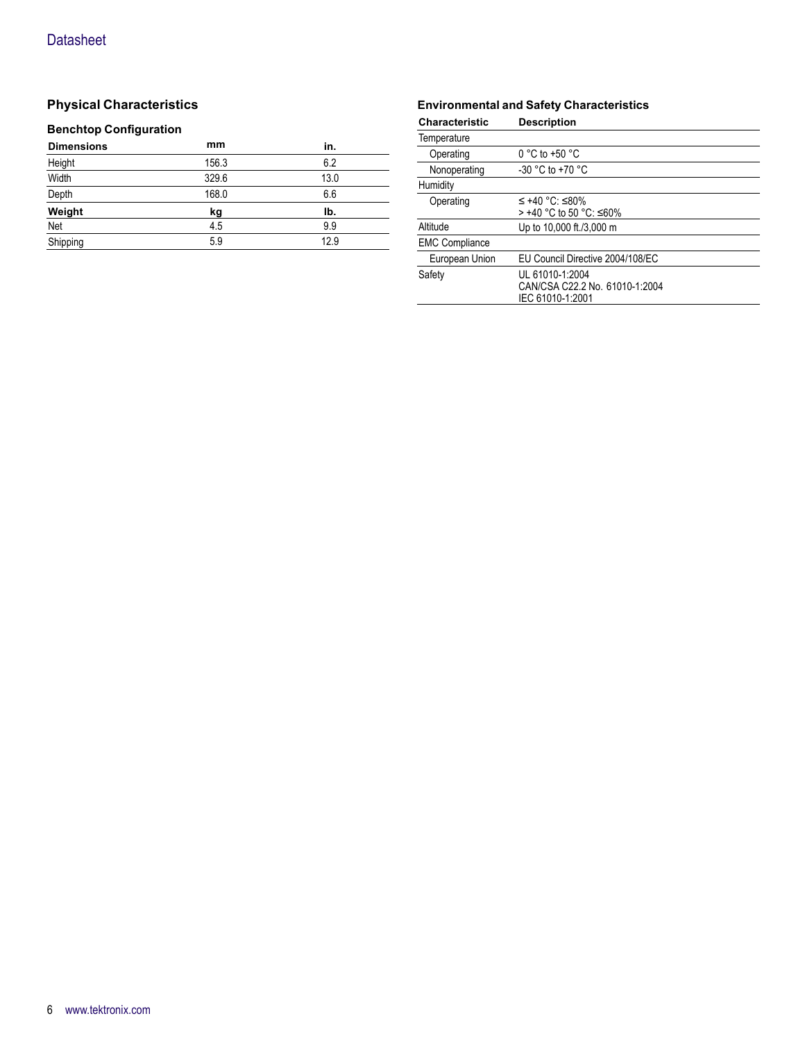## Physical Characteristics

### Benchtop Configuration

| Dimensions | mm | in. |
|---|---|---|
| Height | 156.3 | 6.2 |
| Width | 329.6 | 13.0 |
| Depth | 168.0 | 6.6 |
| **Weight** | **kg** | **lb.** |
| Net | 4.5 | 9.9 |
| Shipping | 5.9 | 12.9 |

## Environmental and Safety Characteristics

| Characteristic | Description |
|---|---|
| Temperature | |
| Operating | 0 °C to +50 °C |
| Nonoperating | -30 °C to +70 °C |
| Humidity | |
| Operating | ≤ +40 °C: ≤80%<br>> +40 °C to 50 °C: ≤60% |
| Altitude | Up to 10,000 ft./3,000 m |
| EMC Compliance | |
| European Union | EU Council Directive 2004/108/EC |
| Safety | UL 61010-1:2004<br>CAN/CSA C22.2 No. 61010-1:2004<br>IEC 61010-1:2001 |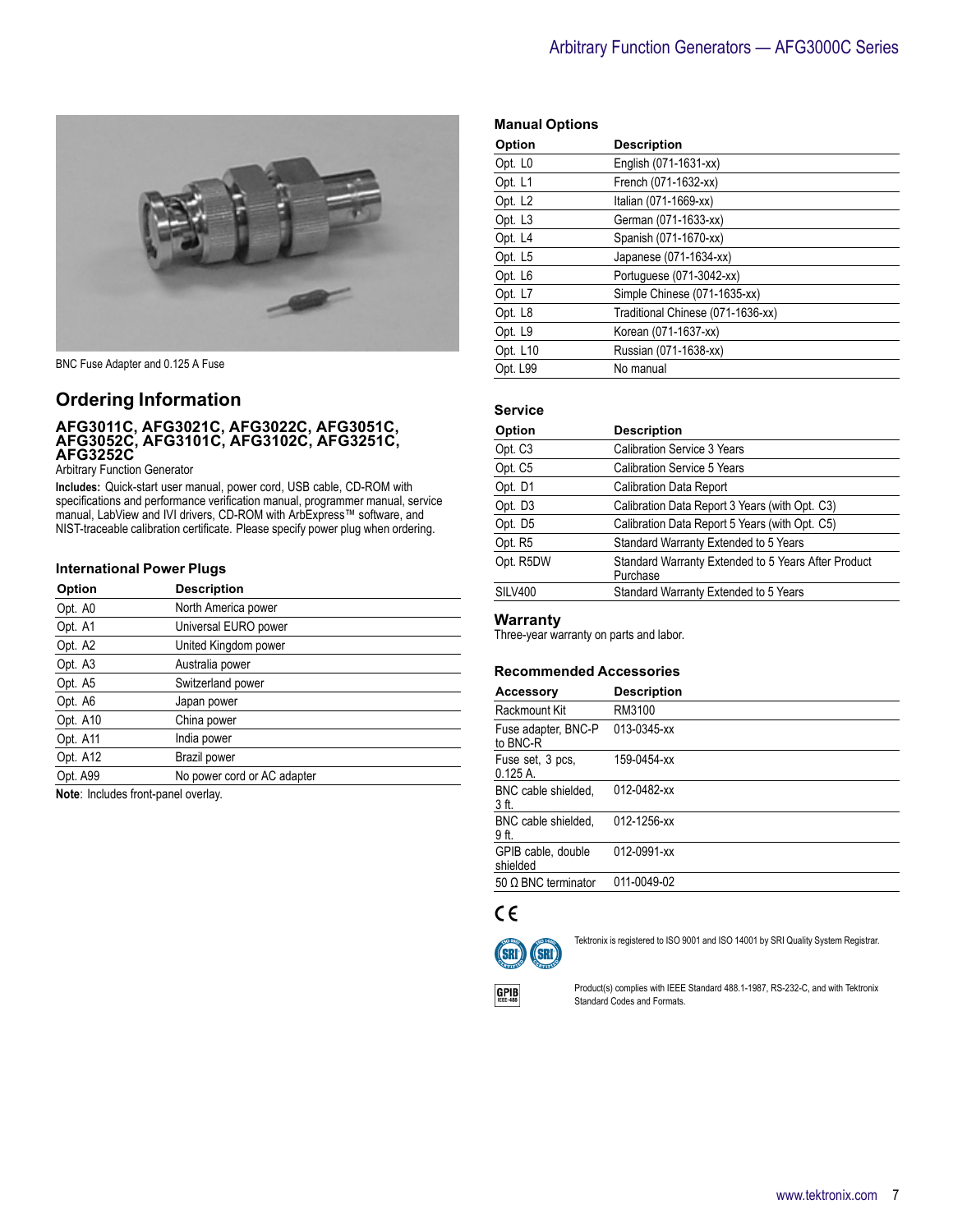BNC Fuse Adapter and 0.125 A Fuse

## Ordering Information

### AFG3011C, AFG3021C, AFG3022C, AFG3051C, AFG3052C, AFG3101C, AFG3102C, AFG3251C, AFG3252C

Arbitrary Function Generator

**Includes:** Quick-start user manual, power cord, USB cable, CD-ROM with specifications and performance verification manual, programmer manual, service manual, LabView and IVI drivers, CD-ROM with ArbExpress™ software, and NIST-traceable calibration certificate. Please specify power plug when ordering.

### International Power Plugs

| Option | Description |
|---|---|
| Opt. A0 | North America power |
| Opt. A1 | Universal EURO power |
| Opt. A2 | United Kingdom power |
| Opt. A3 | Australia power |
| Opt. A5 | Switzerland power |
| Opt. A6 | Japan power |
| Opt. A10 | China power |
| Opt. A11 | India power |
| Opt. A12 | Brazil power |
| Opt. A99 | No power cord or AC adapter |

**Note**: Includes front-panel overlay.

### Manual Options

| Option | Description |
|---|---|
| Opt. L0 | English (071-1631-xx) |
| Opt. L1 | French (071-1632-xx) |
| Opt. L2 | Italian (071-1669-xx) |
| Opt. L3 | German (071-1633-xx) |
| Opt. L4 | Spanish (071-1670-xx) |
| Opt. L5 | Japanese (071-1634-xx) |
| Opt. L6 | Portuguese (071-3042-xx) |
| Opt. L7 | Simple Chinese (071-1635-xx) |
| Opt. L8 | Traditional Chinese (071-1636-xx) |
| Opt. L9 | Korean (071-1637-xx) |
| Opt. L10 | Russian (071-1638-xx) |
| Opt. L99 | No manual |

### Service

| Option | Description |
|---|---|
| Opt. C3 | Calibration Service 3 Years |
| Opt. C5 | Calibration Service 5 Years |
| Opt. D1 | Calibration Data Report |
| Opt. D3 | Calibration Data Report 3 Years (with Opt. C3) |
| Opt. D5 | Calibration Data Report 5 Years (with Opt. C5) |
| Opt. R5 | Standard Warranty Extended to 5 Years |
| Opt. R5DW | Standard Warranty Extended to 5 Years After Product Purchase |
| SILV400 | Standard Warranty Extended to 5 Years |

### Warranty

Three-year warranty on parts and labor.

### Recommended Accessories

| Accessory | Description |
|---|---|
| Rackmount Kit | RM3100 |
| Fuse adapter, BNC-P to BNC-R | 013-0345-xx |
| Fuse set, 3 pcs, 0.125 A. | 159-0454-xx |
| BNC cable shielded, 3 ft. | 012-0482-xx |
| BNC cable shielded, 9 ft. | 012-1256-xx |
| GPIB cable, double shielded | 012-0991-xx |
| 50 Ω BNC terminator | 011-0049-02 |

Tektronix is registered to ISO 9001 and ISO 14001 by SRI Quality System Registrar.

Product(s) complies with IEEE Standard 488.1-1987, RS-232-C, and with Tektronix Standard Codes and Formats.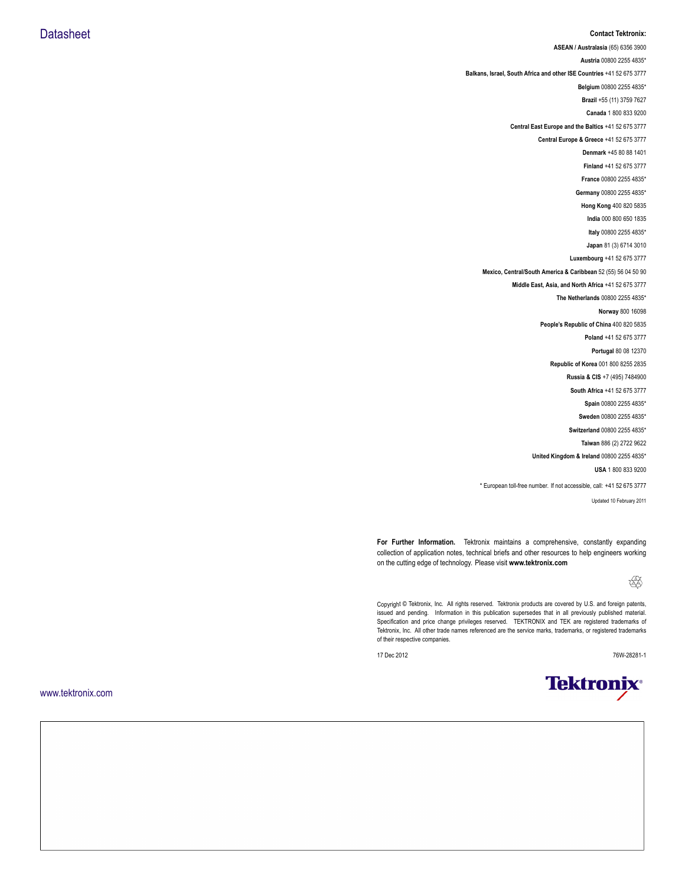**Contact Tektronix:**

**ASEAN / Australasia** (65) 6356 3900

**Austria** 00800 2255 4835*

**Balkans, Israel, South Africa and other ISE Countries** +41 52 675 3777

**Belgium** 00800 2255 4835*

**Brazil** +55 (11) 3759 7627

**Canada** 1 800 833 9200

**Central East Europe and the Baltics** +41 52 675 3777

**Central Europe & Greece** +41 52 675 3777

**Denmark** +45 80 88 1401

**Finland** +41 52 675 3777

**France** 00800 2255 4835*

**Germany** 00800 2255 4835*

**Hong Kong** 400 820 5835

**India** 000 800 650 1835

**Italy** 00800 2255 4835*

**Japan** 81 (3) 6714 3010

**Luxembourg** +41 52 675 3777

**Mexico, Central/South America & Caribbean** 52 (55) 56 04 50 90

**Middle East, Asia, and North Africa** +41 52 675 3777

**The Netherlands** 00800 2255 4835*

**Norway** 800 16098

**People's Republic of China** 400 820 5835

**Poland** +41 52 675 3777

**Portugal** 80 08 12370

**Republic of Korea** 001 800 8255 2835

**Russia & CIS** +7 (495) 7484900

**South Africa** +41 52 675 3777

**Spain** 00800 2255 4835*

**Sweden** 00800 2255 4835*

**Switzerland** 00800 2255 4835*

**Taiwan** 886 (2) 2722 9622

**United Kingdom & Ireland** 00800 2255 4835*

**USA** 1 800 833 9200

* European toll-free number. If not accessible, call: +41 52 675 3777

Updated 10 February 2011

**For Further Information.** Tektronix maintains a comprehensive, constantly expanding collection of application notes, technical briefs and other resources to help engineers working on the cutting edge of technology. Please visit **www.tektronix.com**

Copyright © Tektronix, Inc. All rights reserved. Tektronix products are covered by U.S. and foreign patents, issued and pending. Information in this publication supersedes that in all previously published material. Specification and price change privileges reserved. TEKTRONIX and TEK are registered trademarks of Tektronix, Inc. All other trade names referenced are the service marks, trademarks, or registered trademarks of their respective companies.

17 Dec 2012

76W-28281-1

www.tektronix.com